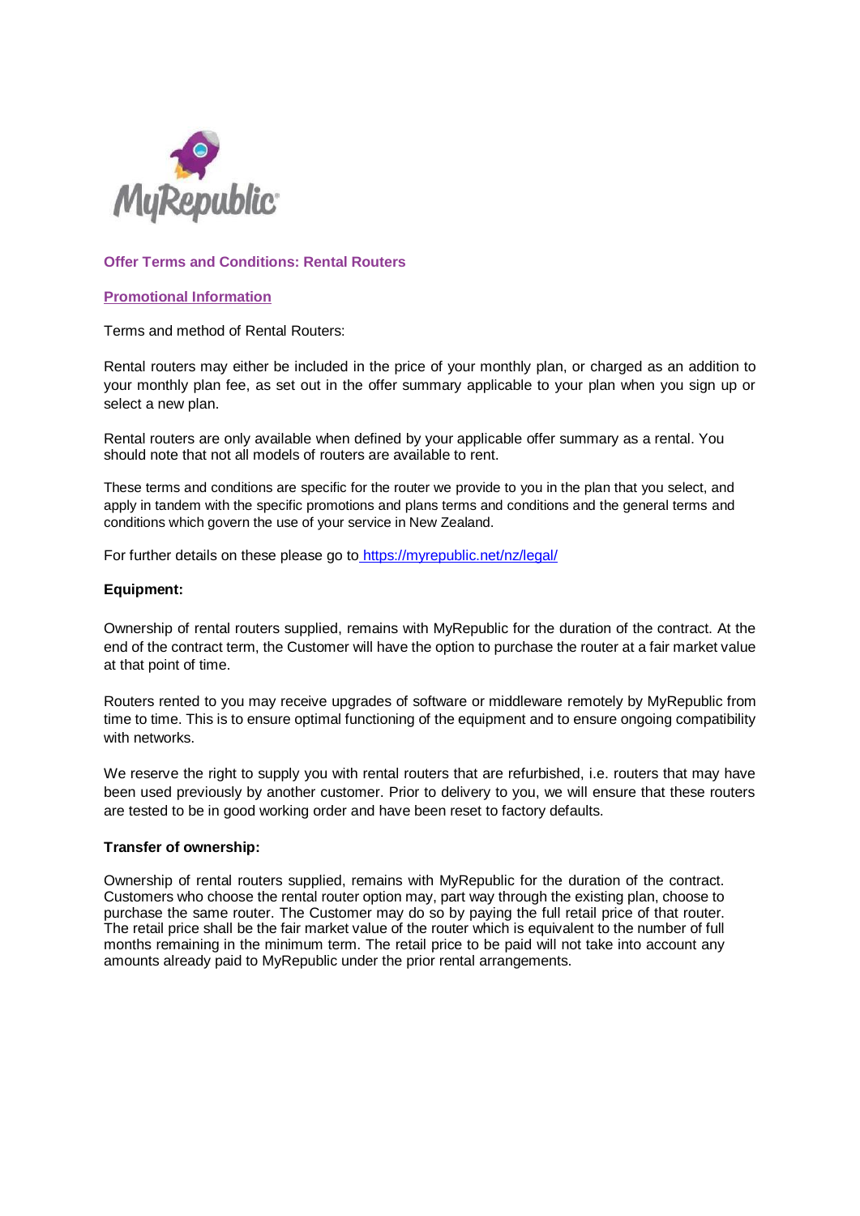## Offer Terms and Conditions: Rental Routers

### Promotional Information

Terms and method of Rental Routers:

Rental routers may either be included in the price of your monthly plan, or charged as an addition to your monthly plan fee, as set out in the offer summary applicable to your plan when you sign up or select a new plan.

Rental routers are only available when defined by your applicable offer summary as a rental. You should note that not all models of routers are available to rent.

These terms and conditions are specific for the router we provide to you in the plan that you select, and apply in tandem with the specific promotions and plans terms and conditions and the general terms and conditions which govern the use of your service in New Zealand.

For further details on these please go to [https://myrepublic.net/nz/legal/](https://myrepublic.net/nz/legal/)

**Equipment:**

Ownership of rental routers supplied, remains with MyRepublic for the duration of the contract. At the end of the contract term, the Customer will have the option to purchase the router at a fair market value at that point of time.

Routers rented to you may receive upgrades of software or middleware remotely by MyRepublic from time to time. This is to ensure optimal functioning of the equipment and to ensure ongoing compatibility with networks.

We reserve the right to supply you with rental routers that are refurbished, i.e. routers that may have been used previously by another customer. Prior to delivery to you, we will ensure that these routers are tested to be in good working order and have been reset to factory defaults.

**Transfer of ownership:**

Ownership of rental routers supplied, remains with MyRepublic for the duration of the contract. Customers who choose the rental router option may, part way through the existing plan, choose to purchase the same router. The Customer may do so by paying the full retail price of that router. The retail price shall be the fair market value of the router which is equivalent to the number of full months remaining in the minimum term. The retail price to be paid will not take into account any amounts already paid to MyRepublic under the prior rental arrangements.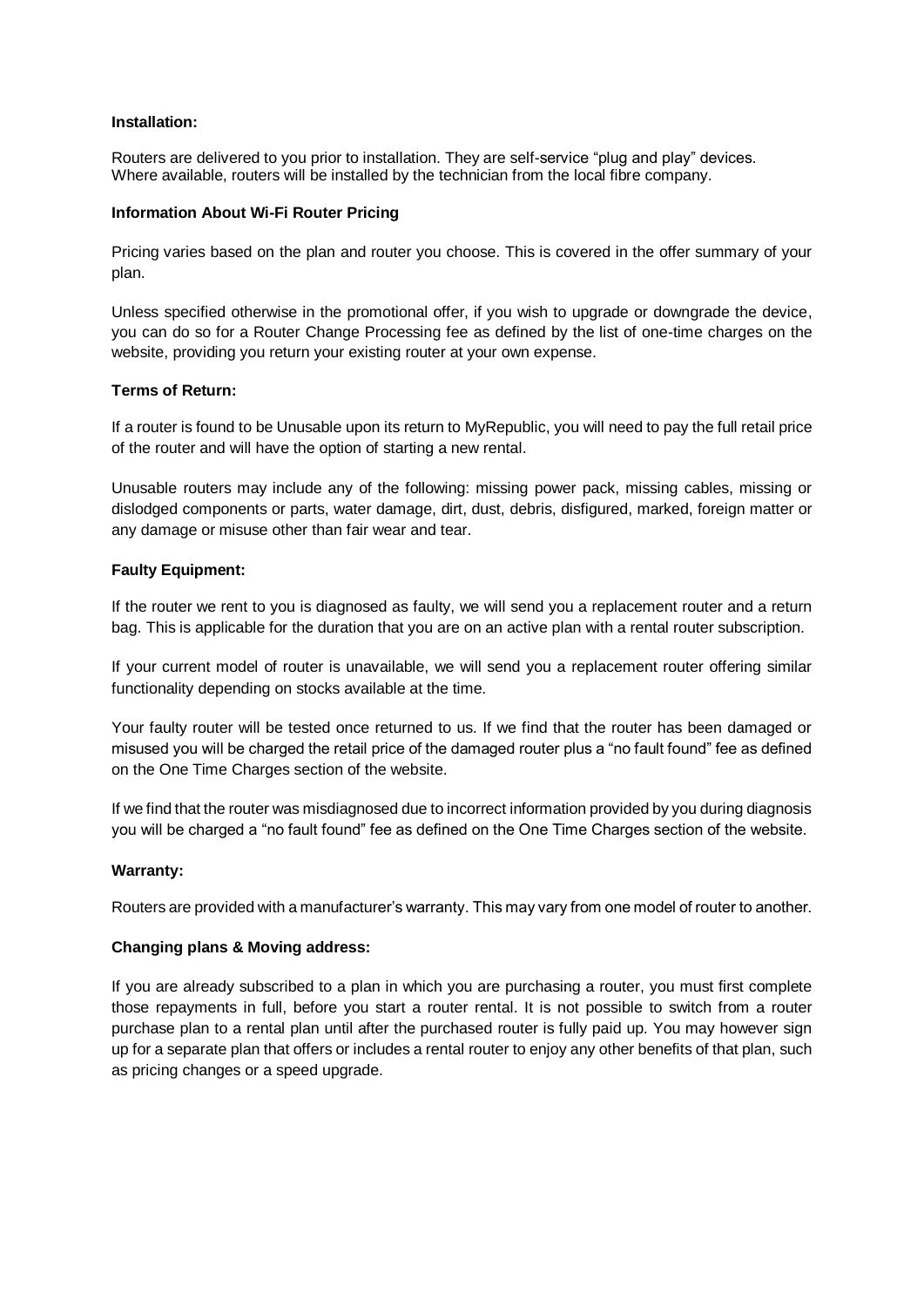**Installation:**

Routers are delivered to you prior to installation. They are self-service “plug and play” devices.
Where available, routers will be installed by the technician from the local fibre company.

**Information About Wi-Fi Router Pricing**

Pricing varies based on the plan and router you choose. This is covered in the offer summary of your plan.

Unless specified otherwise in the promotional offer, if you wish to upgrade or downgrade the device, you can do so for a Router Change Processing fee as defined by the list of one-time charges on the website, providing you return your existing router at your own expense.

**Terms of Return:**

If a router is found to be Unusable upon its return to MyRepublic, you will need to pay the full retail price of the router and will have the option of starting a new rental.

Unusable routers may include any of the following: missing power pack, missing cables, missing or dislodged components or parts, water damage, dirt, dust, debris, disfigured, marked, foreign matter or any damage or misuse other than fair wear and tear.

**Faulty Equipment:**

If the router we rent to you is diagnosed as faulty, we will send you a replacement router and a return bag. This is applicable for the duration that you are on an active plan with a rental router subscription.

If your current model of router is unavailable, we will send you a replacement router offering similar functionality depending on stocks available at the time.

Your faulty router will be tested once returned to us. If we find that the router has been damaged or misused you will be charged the retail price of the damaged router plus a “no fault found” fee as defined on the One Time Charges section of the website.

If we find that the router was misdiagnosed due to incorrect information provided by you during diagnosis you will be charged a “no fault found” fee as defined on the One Time Charges section of the website.

**Warranty:**

Routers are provided with a manufacturer’s warranty. This may vary from one model of router to another.

**Changing plans & Moving address:**

If you are already subscribed to a plan in which you are purchasing a router, you must first complete those repayments in full, before you start a router rental. It is not possible to switch from a router purchase plan to a rental plan until after the purchased router is fully paid up. You may however sign up for a separate plan that offers or includes a rental router to enjoy any other benefits of that plan, such as pricing changes or a speed upgrade.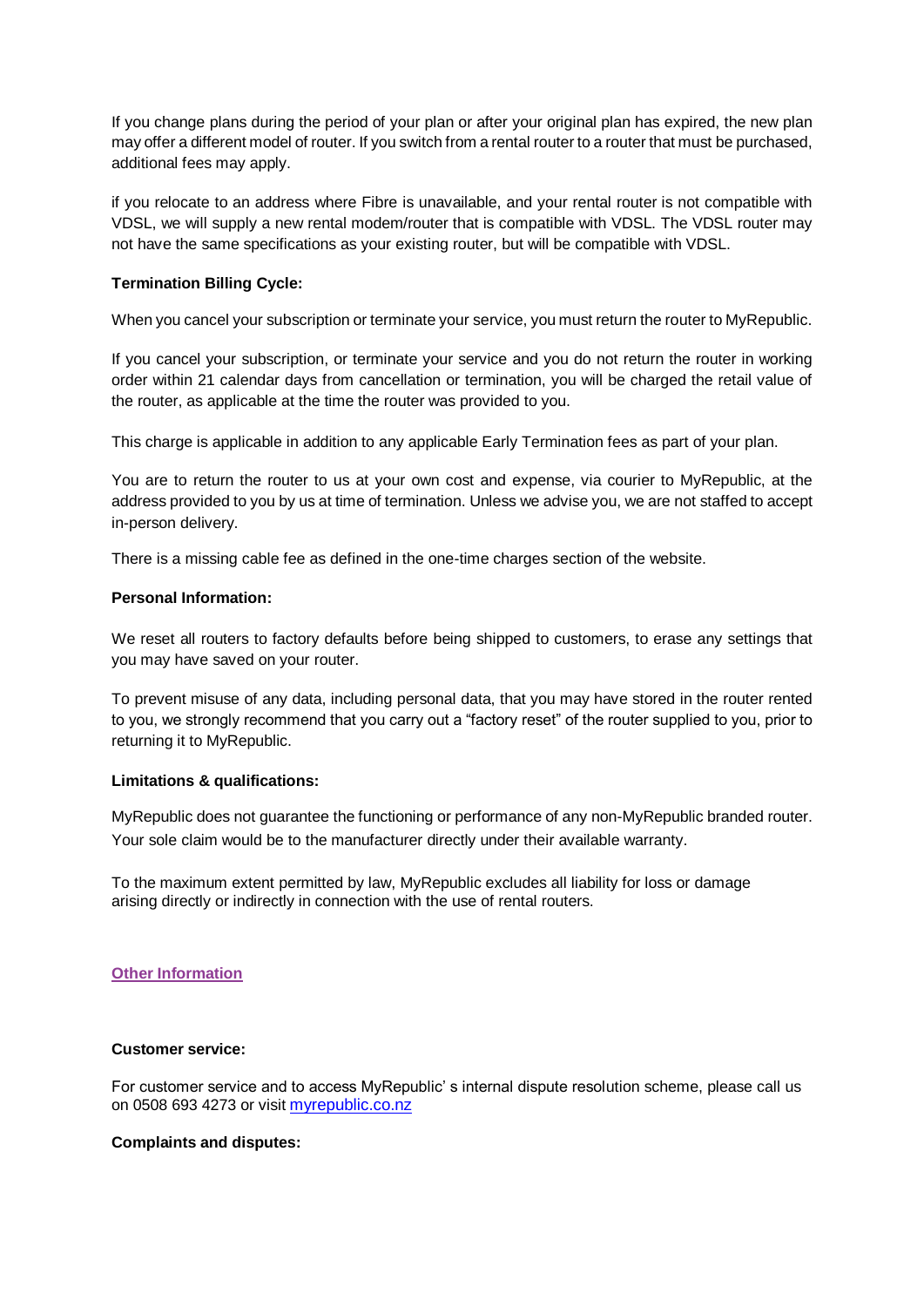If you change plans during the period of your plan or after your original plan has expired, the new plan may offer a different model of router. If you switch from a rental router to a router that must be purchased, additional fees may apply.

if you relocate to an address where Fibre is unavailable, and your rental router is not compatible with VDSL, we will supply a new rental modem/router that is compatible with VDSL. The VDSL router may not have the same specifications as your existing router, but will be compatible with VDSL.

**Termination Billing Cycle:**

When you cancel your subscription or terminate your service, you must return the router to MyRepublic.

If you cancel your subscription, or terminate your service and you do not return the router in working order within 21 calendar days from cancellation or termination, you will be charged the retail value of the router, as applicable at the time the router was provided to you.

This charge is applicable in addition to any applicable Early Termination fees as part of your plan.

You are to return the router to us at your own cost and expense, via courier to MyRepublic, at the address provided to you by us at time of termination. Unless we advise you, we are not staffed to accept in-person delivery.

There is a missing cable fee as defined in the one-time charges section of the website.

**Personal Information:**

We reset all routers to factory defaults before being shipped to customers, to erase any settings that you may have saved on your router.

To prevent misuse of any data, including personal data, that you may have stored in the router rented to you, we strongly recommend that you carry out a "factory reset" of the router supplied to you, prior to returning it to MyRepublic.

**Limitations & qualifications:**

MyRepublic does not guarantee the functioning or performance of any non-MyRepublic branded router. Your sole claim would be to the manufacturer directly under their available warranty.

To the maximum extent permitted by law, MyRepublic excludes all liability for loss or damage arising directly or indirectly in connection with the use of rental routers.

## Other Information

**Customer service:**

For customer service and to access MyRepublic' s internal dispute resolution scheme, please call us on 0508 693 4273 or visit [myrepublic.co.nz](myrepublic.co.nz)

**Complaints and disputes:**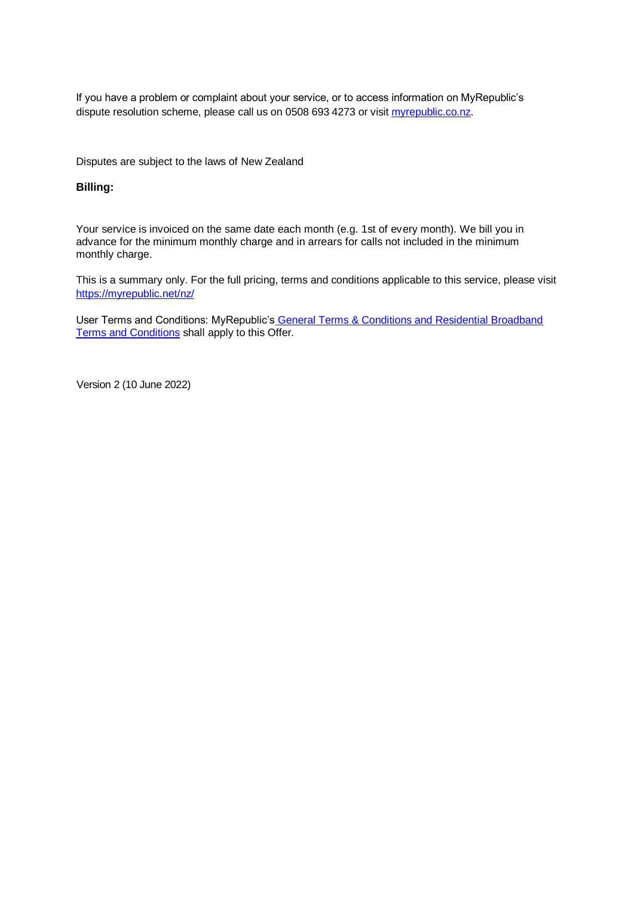If you have a problem or complaint about your service, or to access information on MyRepublic's dispute resolution scheme, please call us on 0508 693 4273 or visit myrepublic.co.nz.

Disputes are subject to the laws of New Zealand

**Billing:**

Your service is invoiced on the same date each month (e.g. 1st of every month). We bill you in advance for the minimum monthly charge and in arrears for calls not included in the minimum monthly charge.

This is a summary only. For the full pricing, terms and conditions applicable to this service, please visit https://myrepublic.net/nz/

User Terms and Conditions: MyRepublic's General Terms & Conditions and Residential Broadband Terms and Conditions shall apply to this Offer.

Version 2 (10 June 2022)